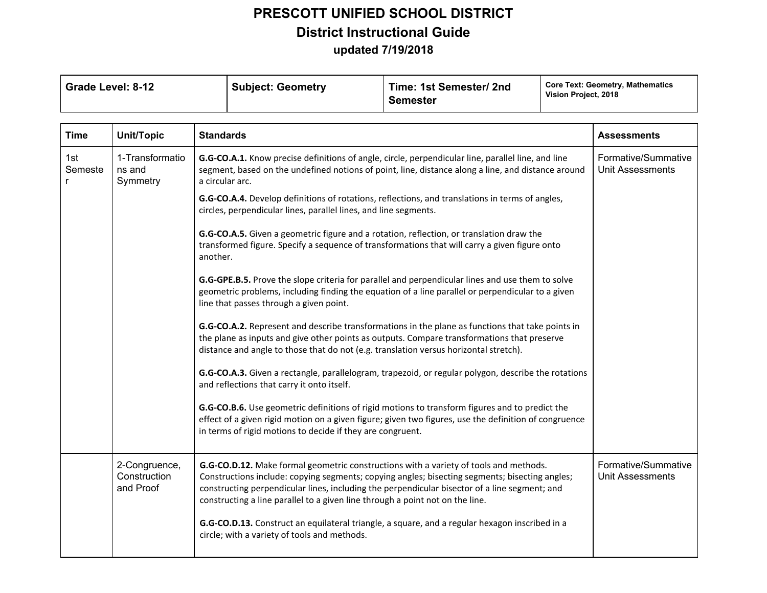# PRESCOTT UNIFIED SCHOOL DISTRICT

## District Instructional Guide

### updated 7/19/2018

| Grade Level: 8-12 | Subject: Geometry | Time: 1st Semester/ 2nd Semester | Core Text: Geometry, Mathematics Vision Project, 2018 |
|---|---|---|---|

| Time | Unit/Topic | Standards | Assessments |
|---|---|---|---|
| 1st Semester | 1-Transformations and Symmetry | **G.G-CO.A.1.** Know precise definitions of angle, circle, perpendicular line, parallel line, and line segment, based on the undefined notions of point, line, distance along a line, and distance around a circular arc.<br><br>**G.G-CO.A.4.** Develop definitions of rotations, reflections, and translations in terms of angles, circles, perpendicular lines, parallel lines, and line segments.<br><br>**G.G-CO.A.5.** Given a geometric figure and a rotation, reflection, or translation draw the transformed figure. Specify a sequence of transformations that will carry a given figure onto another.<br><br>**G.G-GPE.B.5.** Prove the slope criteria for parallel and perpendicular lines and use them to solve geometric problems, including finding the equation of a line parallel or perpendicular to a given line that passes through a given point.<br><br>**G.G-CO.A.2.** Represent and describe transformations in the plane as functions that take points in the plane as inputs and give other points as outputs. Compare transformations that preserve distance and angle to those that do not (e.g. translation versus horizontal stretch).<br><br>**G.G-CO.A.3.** Given a rectangle, parallelogram, trapezoid, or regular polygon, describe the rotations and reflections that carry it onto itself.<br><br>**G.G-CO.B.6.** Use geometric definitions of rigid motions to transform figures and to predict the effect of a given rigid motion on a given figure; given two figures, use the definition of congruence in terms of rigid motions to decide if they are congruent. | Formative/Summative Unit Assessments |
| | 2-Congruence, Construction and Proof | **G.G-CO.D.12.** Make formal geometric constructions with a variety of tools and methods. Constructions include: copying segments; copying angles; bisecting segments; bisecting angles; constructing perpendicular lines, including the perpendicular bisector of a line segment; and constructing a line parallel to a given line through a point not on the line.<br><br>**G.G-CO.D.13.** Construct an equilateral triangle, a square, and a regular hexagon inscribed in a circle; with a variety of tools and methods. | Formative/Summative Unit Assessments |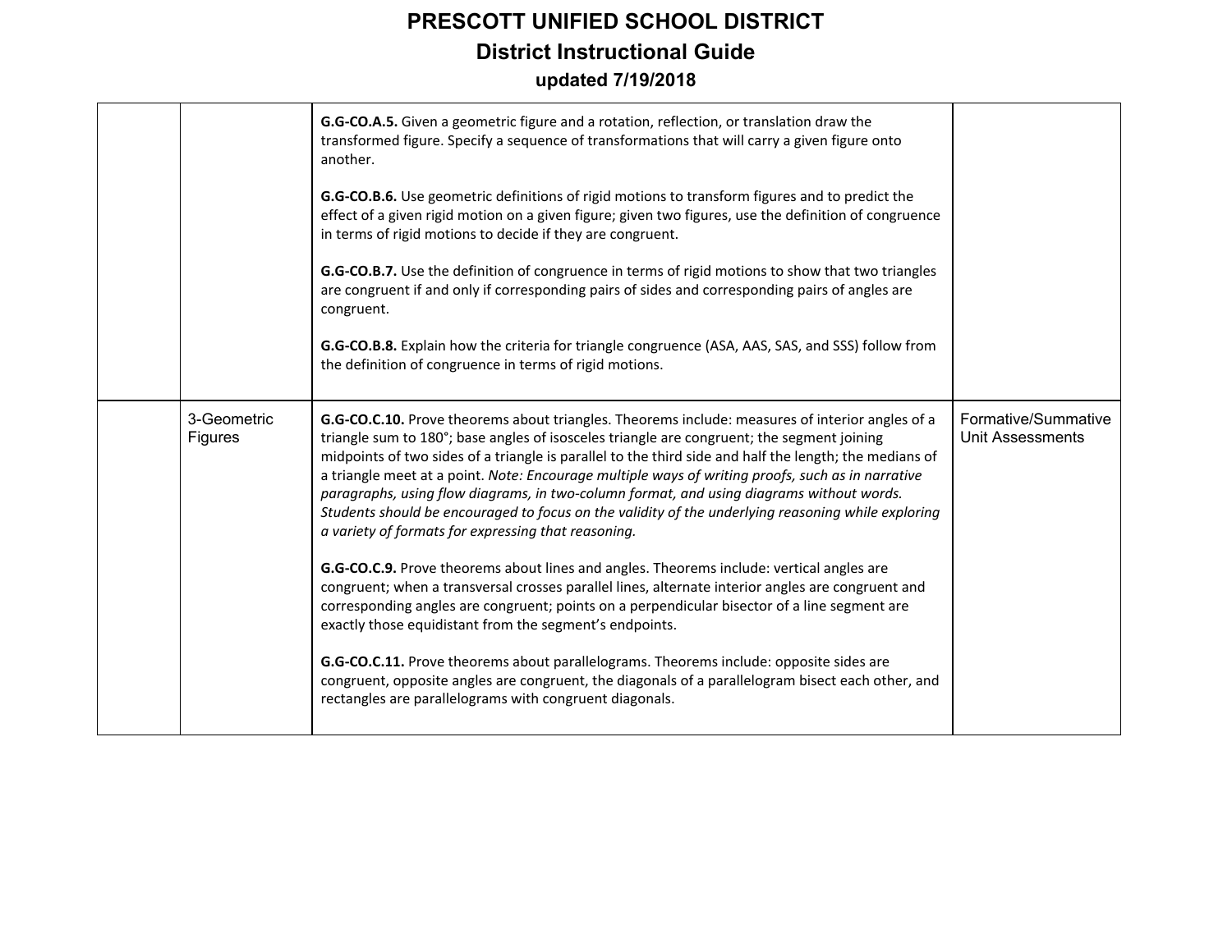| | | | |
|---|---|---|---|
| | | **G.G-CO.A.5.** Given a geometric figure and a rotation, reflection, or translation draw the transformed figure. Specify a sequence of transformations that will carry a given figure onto another.<br><br>**G.G-CO.B.6.** Use geometric definitions of rigid motions to transform figures and to predict the effect of a given rigid motion on a given figure; given two figures, use the definition of congruence in terms of rigid motions to decide if they are congruent.<br><br>**G.G-CO.B.7.** Use the definition of congruence in terms of rigid motions to show that two triangles are congruent if and only if corresponding pairs of sides and corresponding pairs of angles are congruent.<br><br>**G.G-CO.B.8.** Explain how the criteria for triangle congruence (ASA, AAS, SAS, and SSS) follow from the definition of congruence in terms of rigid motions. | |
| | 3-Geometric Figures | **G.G-CO.C.10.** Prove theorems about triangles. Theorems include: measures of interior angles of a triangle sum to 180°; base angles of isosceles triangle are congruent; the segment joining midpoints of two sides of a triangle is parallel to the third side and half the length; the medians of a triangle meet at a point. *Note: Encourage multiple ways of writing proofs, such as in narrative paragraphs, using flow diagrams, in two-column format, and using diagrams without words. Students should be encouraged to focus on the validity of the underlying reasoning while exploring a variety of formats for expressing that reasoning.*<br><br>**G.G-CO.C.9.** Prove theorems about lines and angles. Theorems include: vertical angles are congruent; when a transversal crosses parallel lines, alternate interior angles are congruent and corresponding angles are congruent; points on a perpendicular bisector of a line segment are exactly those equidistant from the segment's endpoints.<br><br>**G.G-CO.C.11.** Prove theorems about parallelograms. Theorems include: opposite sides are congruent, opposite angles are congruent, the diagonals of a parallelogram bisect each other, and rectangles are parallelograms with congruent diagonals. | Formative/Summative Unit Assessments |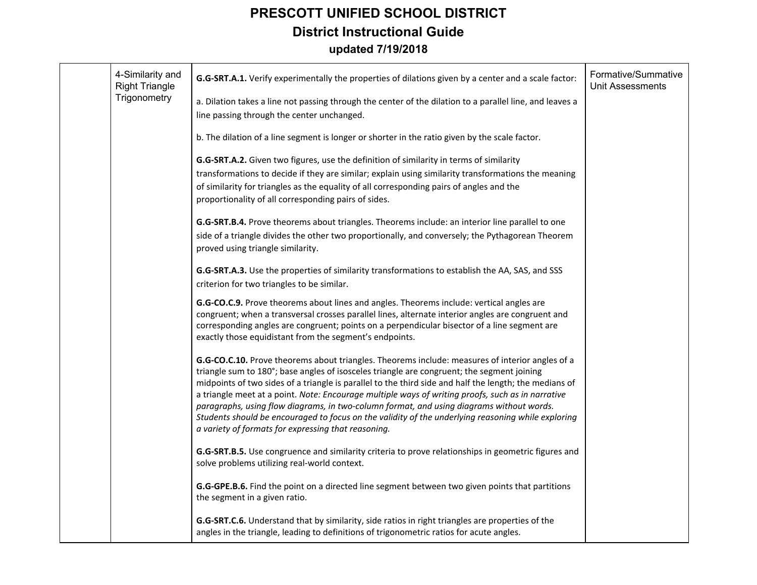# PRESCOTT UNIFIED SCHOOL DISTRICT

## District Instructional Guide

### updated 7/19/2018

| | | | |
|---|---|---|---|
| | 4-Similarity and Right Triangle Trigonometry | **G.G-SRT.A.1.** Verify experimentally the properties of dilations given by a center and a scale factor:<br><br>a. Dilation takes a line not passing through the center of the dilation to a parallel line, and leaves a line passing through the center unchanged.<br><br>b. The dilation of a line segment is longer or shorter in the ratio given by the scale factor.<br><br>**G.G-SRT.A.2.** Given two figures, use the definition of similarity in terms of similarity transformations to decide if they are similar; explain using similarity transformations the meaning of similarity for triangles as the equality of all corresponding pairs of angles and the proportionality of all corresponding pairs of sides.<br><br>**G.G-SRT.B.4.** Prove theorems about triangles. Theorems include: an interior line parallel to one side of a triangle divides the other two proportionally, and conversely; the Pythagorean Theorem proved using triangle similarity.<br><br>**G.G-SRT.A.3.** Use the properties of similarity transformations to establish the AA, SAS, and SSS criterion for two triangles to be similar.<br><br>**G.G-CO.C.9.** Prove theorems about lines and angles. Theorems include: vertical angles are congruent; when a transversal crosses parallel lines, alternate interior angles are congruent and corresponding angles are congruent; points on a perpendicular bisector of a line segment are exactly those equidistant from the segment's endpoints.<br><br>**G.G-CO.C.10.** Prove theorems about triangles. Theorems include: measures of interior angles of a triangle sum to 180°; base angles of isosceles triangle are congruent; the segment joining midpoints of two sides of a triangle is parallel to the third side and half the length; the medians of a triangle meet at a point. *Note: Encourage multiple ways of writing proofs, such as in narrative paragraphs, using flow diagrams, in two-column format, and using diagrams without words. Students should be encouraged to focus on the validity of the underlying reasoning while exploring a variety of formats for expressing that reasoning.*<br><br>**G.G-SRT.B.5.** Use congruence and similarity criteria to prove relationships in geometric figures and solve problems utilizing real-world context.<br><br>**G.G-GPE.B.6.** Find the point on a directed line segment between two given points that partitions the segment in a given ratio.<br><br>**G.G-SRT.C.6.** Understand that by similarity, side ratios in right triangles are properties of the angles in the triangle, leading to definitions of trigonometric ratios for acute angles. | Formative/Summative Unit Assessments |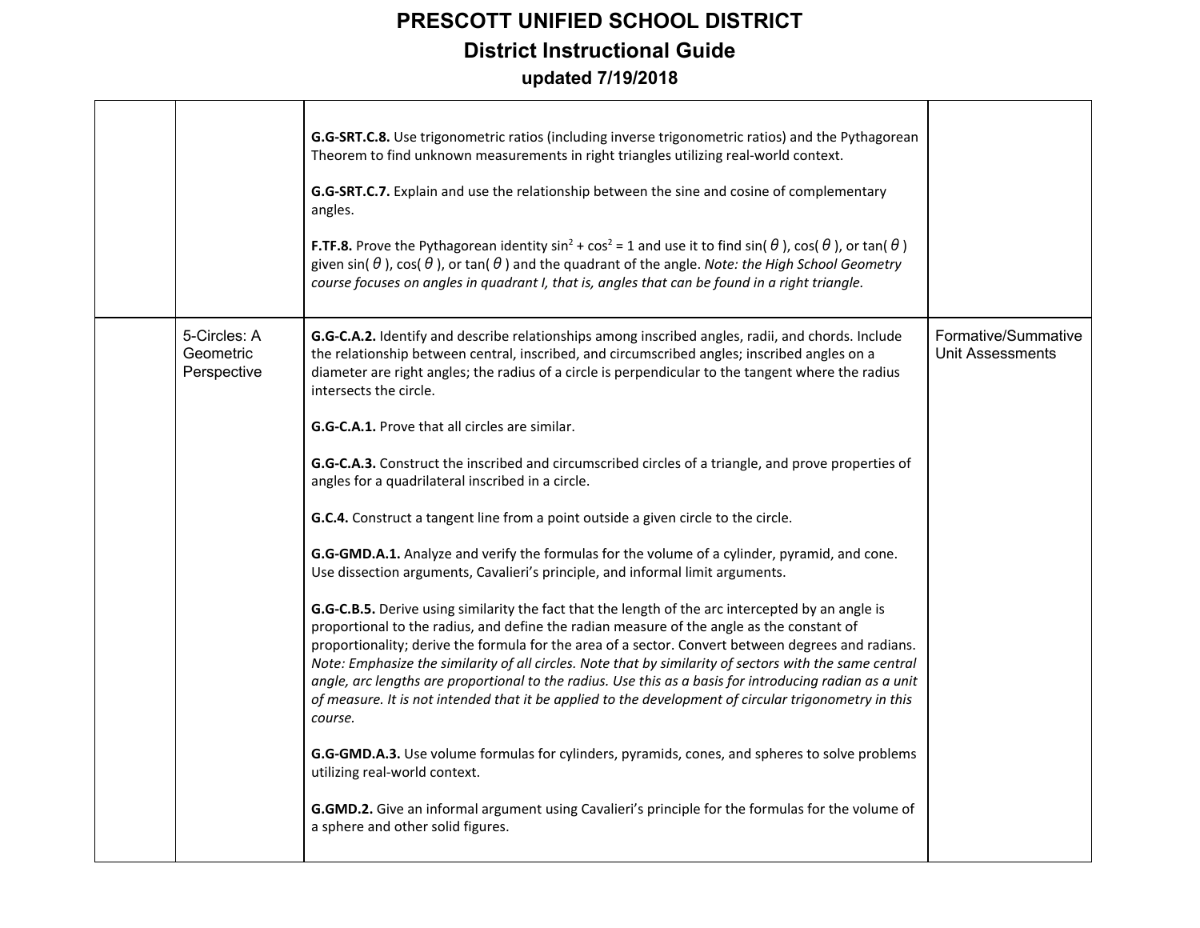# PRESCOTT UNIFIED SCHOOL DISTRICT

## District Instructional Guide

### updated 7/19/2018

| | | | |
|---|---|---|---|
| | | **G.G-SRT.C.8.** Use trigonometric ratios (including inverse trigonometric ratios) and the Pythagorean Theorem to find unknown measurements in right triangles utilizing real-world context.<br><br>**G.G-SRT.C.7.** Explain and use the relationship between the sine and cosine of complementary angles.<br><br>**F.TF.8.** Prove the Pythagorean identity $\sin^2 + \cos^2 = 1$ and use it to find $\sin(\theta)$, $\cos(\theta)$, or $\tan(\theta)$ given $\sin(\theta)$, $\cos(\theta)$, or $\tan(\theta)$ and the quadrant of the angle. *Note: the High School Geometry course focuses on angles in quadrant I, that is, angles that can be found in a right triangle.* | |
| | 5-Circles: A Geometric Perspective | **G.G-C.A.2.** Identify and describe relationships among inscribed angles, radii, and chords. Include the relationship between central, inscribed, and circumscribed angles; inscribed angles on a diameter are right angles; the radius of a circle is perpendicular to the tangent where the radius intersects the circle.<br><br>**G.G-C.A.1.** Prove that all circles are similar.<br><br>**G.G-C.A.3.** Construct the inscribed and circumscribed circles of a triangle, and prove properties of angles for a quadrilateral inscribed in a circle.<br><br>**G.C.4.** Construct a tangent line from a point outside a given circle to the circle.<br><br>**G.G-GMD.A.1.** Analyze and verify the formulas for the volume of a cylinder, pyramid, and cone. Use dissection arguments, Cavalieri's principle, and informal limit arguments.<br><br>**G.G-C.B.5.** Derive using similarity the fact that the length of the arc intercepted by an angle is proportional to the radius, and define the radian measure of the angle as the constant of proportionality; derive the formula for the area of a sector. Convert between degrees and radians. *Note: Emphasize the similarity of all circles. Note that by similarity of sectors with the same central angle, arc lengths are proportional to the radius. Use this as a basis for introducing radian as a unit of measure. It is not intended that it be applied to the development of circular trigonometry in this course.*<br><br>**G.G-GMD.A.3.** Use volume formulas for cylinders, pyramids, cones, and spheres to solve problems utilizing real-world context.<br><br>**G.GMD.2.** Give an informal argument using Cavalieri's principle for the formulas for the volume of a sphere and other solid figures. | Formative/Summative Unit Assessments |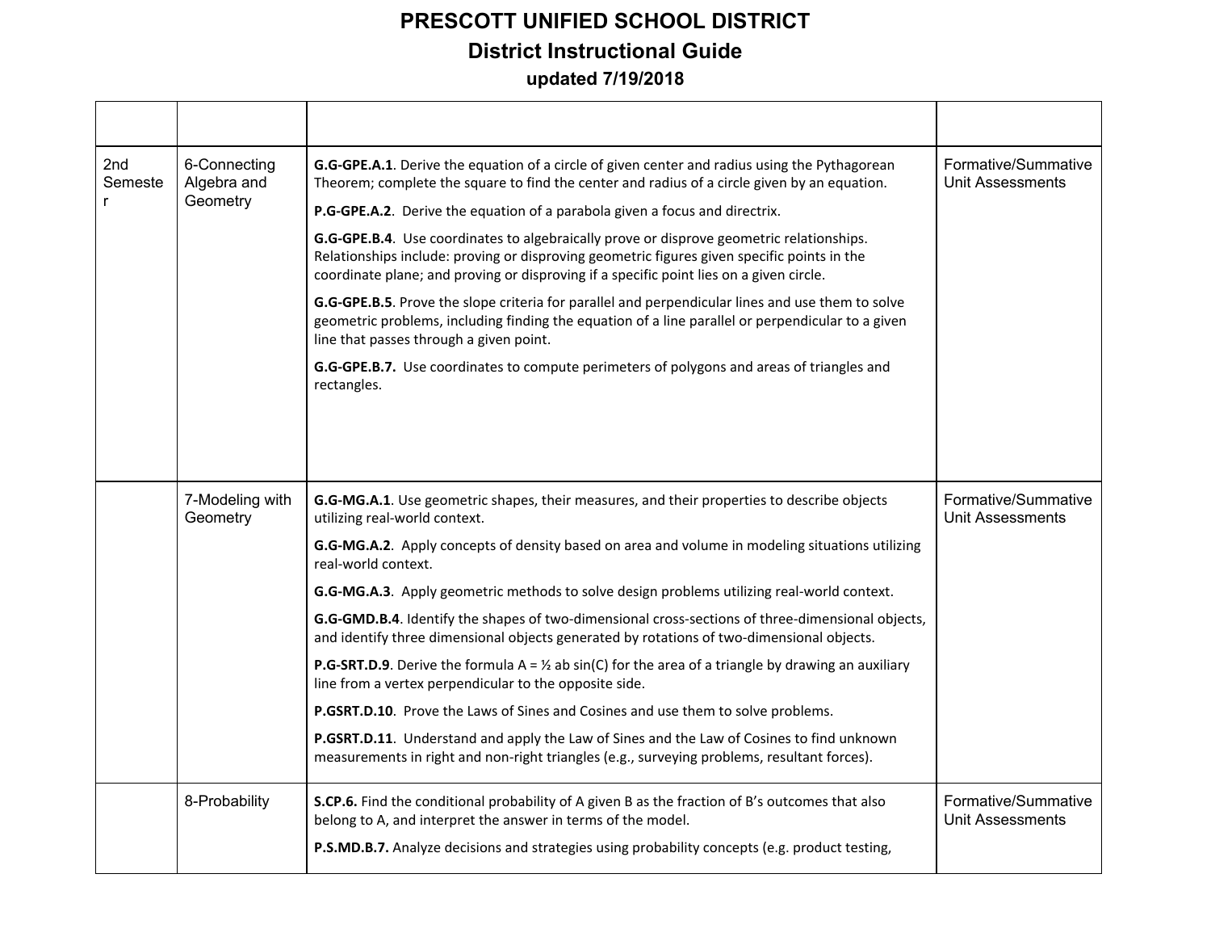# PRESCOTT UNIFIED SCHOOL DISTRICT

## District Instructional Guide

### updated 7/19/2018

| | | | |
|---|---|---|---|
| 2nd Semester | 6-Connecting Algebra and Geometry | **G.G-GPE.A.1**. Derive the equation of a circle of given center and radius using the Pythagorean Theorem; complete the square to find the center and radius of a circle given by an equation.<br><br>**P.G-GPE.A.2**. Derive the equation of a parabola given a focus and directrix.<br><br>**G.G-GPE.B.4**. Use coordinates to algebraically prove or disprove geometric relationships. Relationships include: proving or disproving geometric figures given specific points in the coordinate plane; and proving or disproving if a specific point lies on a given circle.<br><br>**G.G-GPE.B.5**. Prove the slope criteria for parallel and perpendicular lines and use them to solve geometric problems, including finding the equation of a line parallel or perpendicular to a given line that passes through a given point.<br><br>**G.G-GPE.B.7.** Use coordinates to compute perimeters of polygons and areas of triangles and rectangles. | Formative/Summative Unit Assessments |
| | 7-Modeling with Geometry | **G.G-MG.A.1**. Use geometric shapes, their measures, and their properties to describe objects utilizing real-world context.<br><br>**G.G-MG.A.2**. Apply concepts of density based on area and volume in modeling situations utilizing real-world context.<br><br>**G.G-MG.A.3**. Apply geometric methods to solve design problems utilizing real-world context.<br><br>**G.G-GMD.B.4**. Identify the shapes of two-dimensional cross-sections of three-dimensional objects, and identify three dimensional objects generated by rotations of two-dimensional objects.<br><br>**P.G-SRT.D.9**. Derive the formula $A = \frac{1}{2} ab \sin(C)$ for the area of a triangle by drawing an auxiliary line from a vertex perpendicular to the opposite side.<br><br>**P.GSRT.D.10**. Prove the Laws of Sines and Cosines and use them to solve problems.<br><br>**P.GSRT.D.11**. Understand and apply the Law of Sines and the Law of Cosines to find unknown measurements in right and non-right triangles (e.g., surveying problems, resultant forces). | Formative/Summative Unit Assessments |
| | 8-Probability | **S.CP.6.** Find the conditional probability of A given B as the fraction of B's outcomes that also belong to A, and interpret the answer in terms of the model.<br><br>**P.S.MD.B.7.** Analyze decisions and strategies using probability concepts (e.g. product testing, | Formative/Summative Unit Assessments |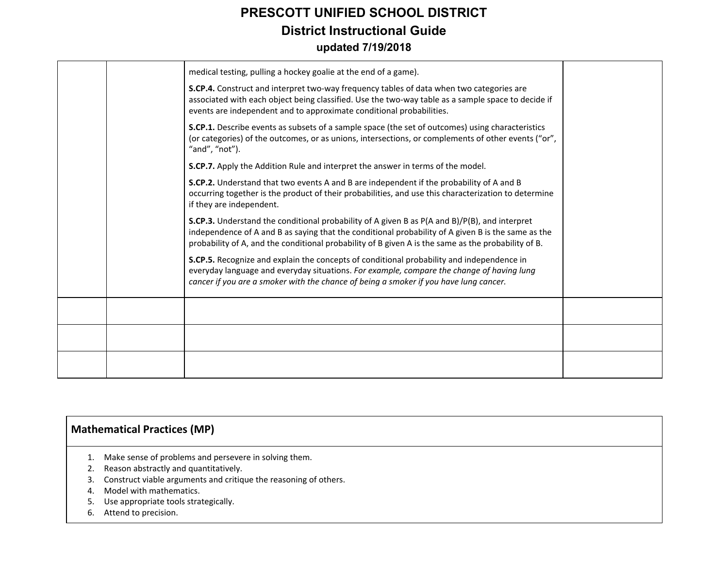| | | | |
|---|---|---|---|
| | | medical testing, pulling a hockey goalie at the end of a game).<br><br>**S.CP.4.** Construct and interpret two-way frequency tables of data when two categories are associated with each object being classified. Use the two-way table as a sample space to decide if events are independent and to approximate conditional probabilities.<br><br>**S.CP.1.** Describe events as subsets of a sample space (the set of outcomes) using characteristics (or categories) of the outcomes, or as unions, intersections, or complements of other events ("or", "and", "not").<br><br>**S.CP.7.** Apply the Addition Rule and interpret the answer in terms of the model.<br><br>**S.CP.2.** Understand that two events A and B are independent if the probability of A and B occurring together is the product of their probabilities, and use this characterization to determine if they are independent.<br><br>**S.CP.3.** Understand the conditional probability of A given B as P(A and B)/P(B), and interpret independence of A and B as saying that the conditional probability of A given B is the same as the probability of A, and the conditional probability of B given A is the same as the probability of B.<br><br>**S.CP.5.** Recognize and explain the concepts of conditional probability and independence in everyday language and everyday situations. *For example, compare the change of having lung cancer if you are a smoker with the chance of being a smoker if you have lung cancer.* | |
| | | | |
| | | | |
| | | | |

## Mathematical Practices (MP)

1. Make sense of problems and persevere in solving them.
2. Reason abstractly and quantitatively.
3. Construct viable arguments and critique the reasoning of others.
4. Model with mathematics.
5. Use appropriate tools strategically.
6. Attend to precision.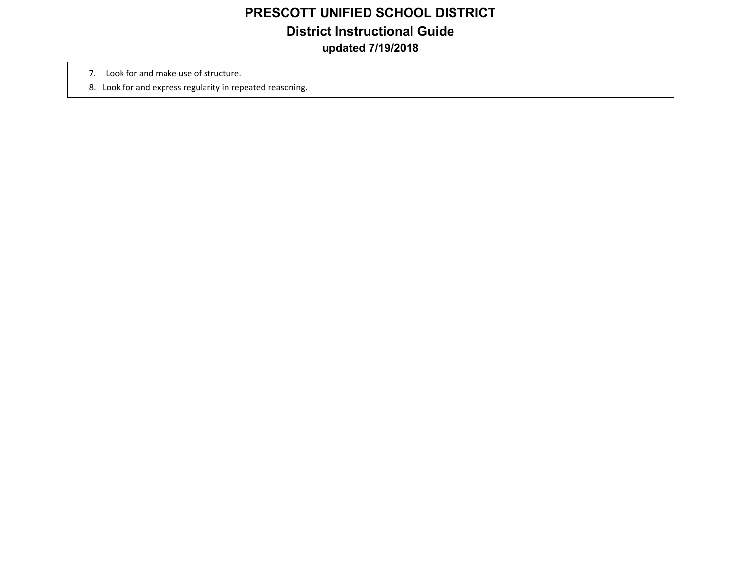7. Look for and make use of structure.
8. Look for and express regularity in repeated reasoning.